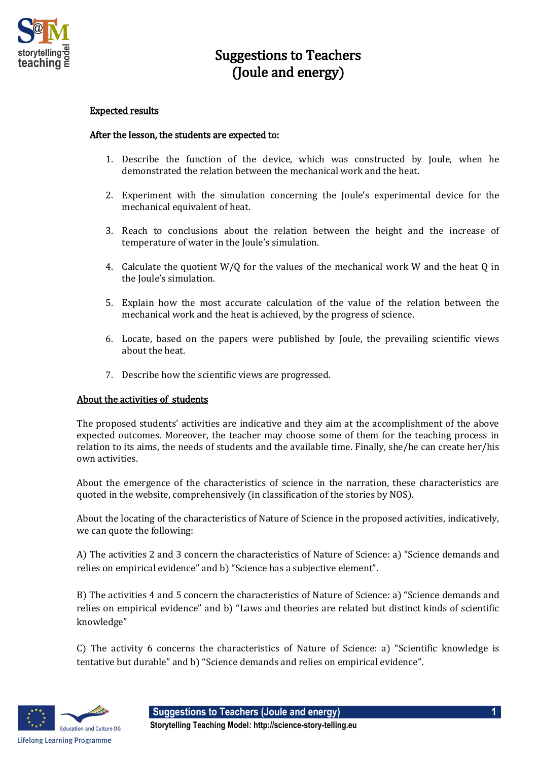# Suggestions to Teachers (Joule and energy)

## Expected results

**After the lesson, the students are expected to:**

1. Describe the function of the device, which was constructed by Joule, when he demonstrated the relation between the mechanical work and the heat.

2. Experiment with the simulation concerning the Joule's experimental device for the mechanical equivalent of heat.

3. Reach to conclusions about the relation between the height and the increase of temperature of water in the Joule's simulation.

4. Calculate the quotient W/Q for the values of the mechanical work W and the heat Q in the Joule's simulation.

5. Explain how the most accurate calculation of the value of the relation between the mechanical work and the heat is achieved, by the progress of science.

6. Locate, based on the papers were published by Joule, the prevailing scientific views about the heat.

7. Describe how the scientific views are progressed.

## About the activities of students

The proposed students' activities are indicative and they aim at the accomplishment of the above expected outcomes. Moreover, the teacher may choose some of them for the teaching process in relation to its aims, the needs of students and the available time. Finally, she/he can create her/his own activities.

About the emergence of the characteristics of science in the narration, these characteristics are quoted in the website, comprehensively (in classification of the stories by NOS).

About the locating of the characteristics of Nature of Science in the proposed activities, indicatively, we can quote the following:

A) The activities 2 and 3 concern the characteristics of Nature of Science: a) "Science demands and relies on empirical evidence" and b) "Science has a subjective element".

B) The activities 4 and 5 concern the characteristics of Nature of Science: a) "Science demands and relies on empirical evidence" and b) "Laws and theories are related but distinct kinds of scientific knowledge"

C) The activity 6 concerns the characteristics of Nature of Science: a) "Scientific knowledge is tentative but durable" and b) "Science demands and relies on empirical evidence".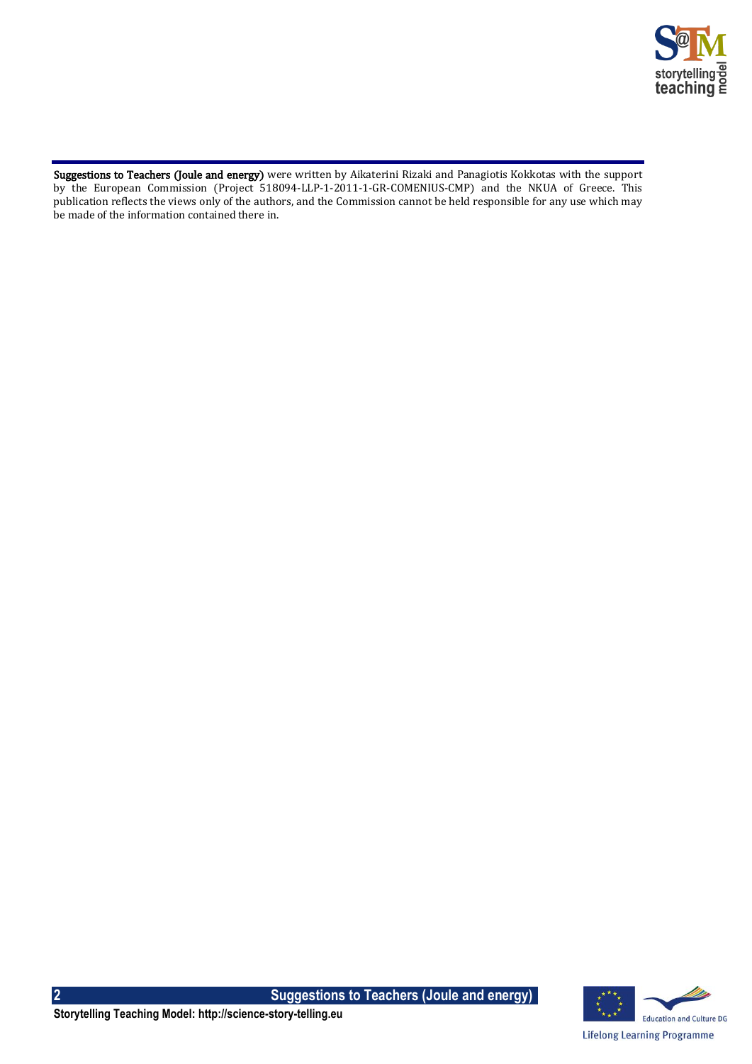**Suggestions to Teachers (Joule and energy)** were written by Aikaterini Rizaki and Panagiotis Kokkotas with the support by the European Commission (Project 518094-LLP-1-2011-1-GR-COMENIUS-CMP) and the NKUA of Greece. This publication reflects the views only of the authors, and the Commission cannot be held responsible for any use which may be made of the information contained there in.